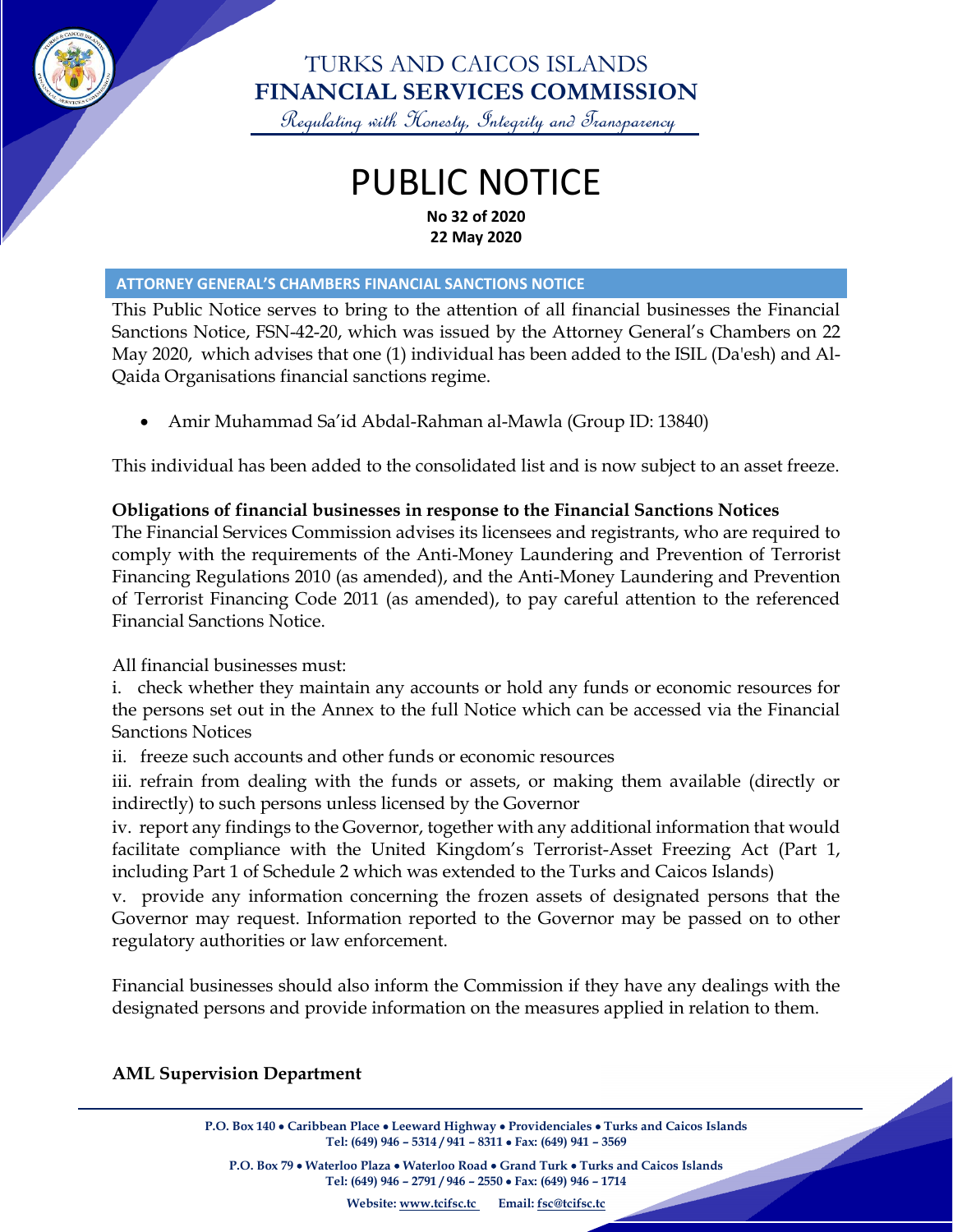# TURKS AND CAICOS ISLANDS
# FINANCIAL SERVICES COMMISSION

*Regulating with Honesty, Integrity and Transparency*

# PUBLIC NOTICE

**No 32 of 2020**
**22 May 2020**

## ATTORNEY GENERAL'S CHAMBERS FINANCIAL SANCTIONS NOTICE

This Public Notice serves to bring to the attention of all financial businesses the Financial Sanctions Notice, FSN-42-20, which was issued by the Attorney General's Chambers on 22 May 2020, which advises that one (1) individual has been added to the ISIL (Da'esh) and Al-Qaida Organisations financial sanctions regime.

- Amir Muhammad Sa'id Abdal-Rahman al-Mawla (Group ID: 13840)

This individual has been added to the consolidated list and is now subject to an asset freeze.

**Obligations of financial businesses in response to the Financial Sanctions Notices**

The Financial Services Commission advises its licensees and registrants, who are required to comply with the requirements of the Anti-Money Laundering and Prevention of Terrorist Financing Regulations 2010 (as amended), and the Anti-Money Laundering and Prevention of Terrorist Financing Code 2011 (as amended), to pay careful attention to the referenced Financial Sanctions Notice.

All financial businesses must:

i. check whether they maintain any accounts or hold any funds or economic resources for the persons set out in the Annex to the full Notice which can be accessed via the Financial Sanctions Notices

ii. freeze such accounts and other funds or economic resources

iii. refrain from dealing with the funds or assets, or making them available (directly or indirectly) to such persons unless licensed by the Governor

iv. report any findings to the Governor, together with any additional information that would facilitate compliance with the United Kingdom's Terrorist-Asset Freezing Act (Part 1, including Part 1 of Schedule 2 which was extended to the Turks and Caicos Islands)

v. provide any information concerning the frozen assets of designated persons that the Governor may request. Information reported to the Governor may be passed on to other regulatory authorities or law enforcement.

Financial businesses should also inform the Commission if they have any dealings with the designated persons and provide information on the measures applied in relation to them.

**AML Supervision Department**

**P.O. Box 140 • Caribbean Place • Leeward Highway • Providenciales • Turks and Caicos Islands**
**Tel: (649) 946 – 5314 / 941 – 8311 • Fax: (649) 941 – 3569**

**P.O. Box 79 • Waterloo Plaza • Waterloo Road • Grand Turk • Turks and Caicos Islands**
**Tel: (649) 946 – 2791 / 946 – 2550 • Fax: (649) 946 – 1714**

**Website: www.tcifsc.tc Email: fsc@tcifsc.tc**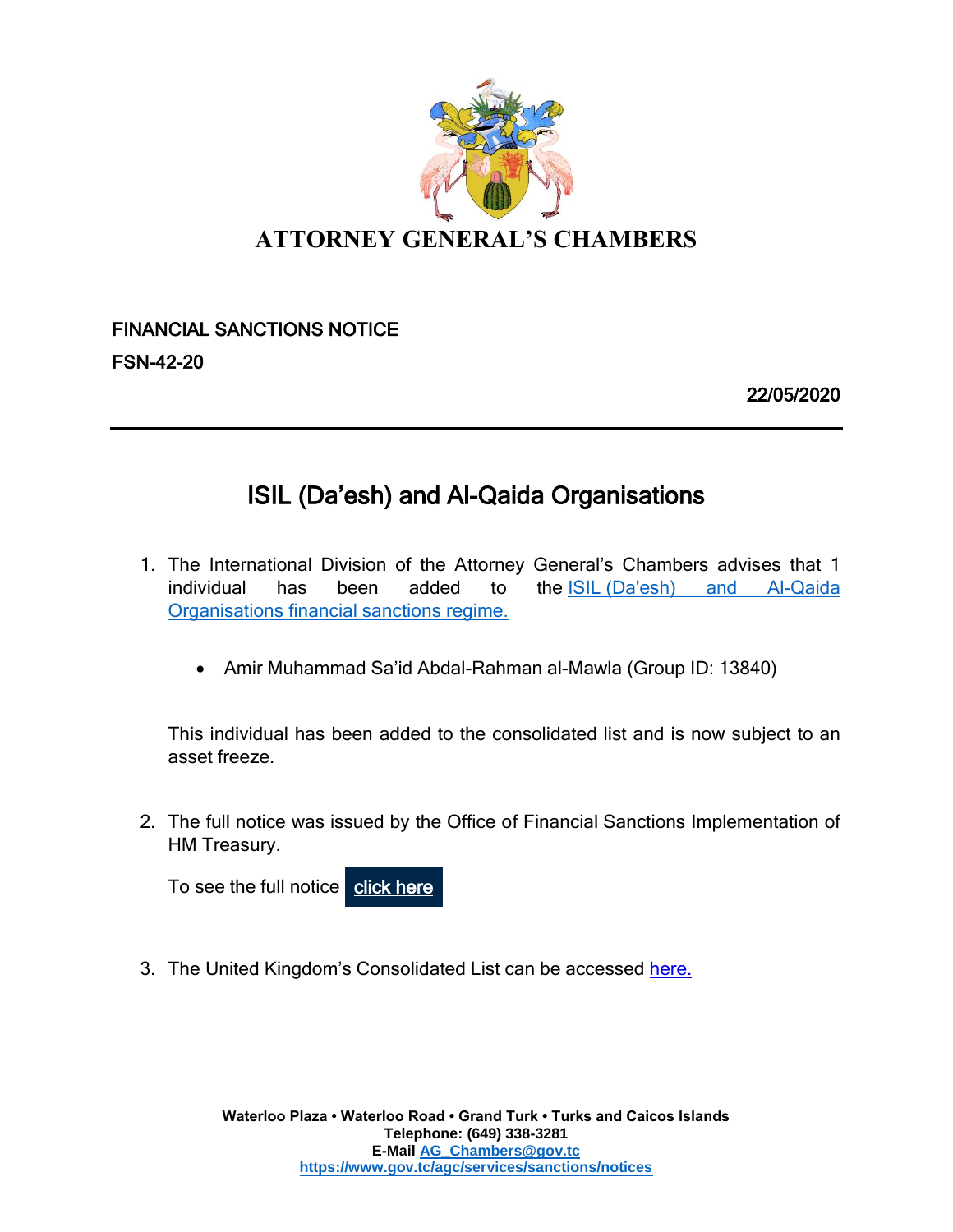# ATTORNEY GENERAL'S CHAMBERS

FINANCIAL SANCTIONS NOTICE

FSN-42-20

22/05/2020

## ISIL (Da'esh) and Al-Qaida Organisations

1. The International Division of the Attorney General's Chambers advises that 1 individual has been added to the ISIL (Da'esh) and Al-Qaida Organisations financial sanctions regime.

   - Amir Muhammad Sa'id Abdal-Rahman al-Mawla (Group ID: 13840)

   This individual has been added to the consolidated list and is now subject to an asset freeze.

2. The full notice was issued by the Office of Financial Sanctions Implementation of HM Treasury.

   To see the full notice **click here**

3. The United Kingdom's Consolidated List can be accessed here.

**Waterloo Plaza • Waterloo Road • Grand Turk • Turks and Caicos Islands**
**Telephone: (649) 338-3281**
**E-Mail AG_Chambers@gov.tc**
**https://www.gov.tc/agc/services/sanctions/notices**